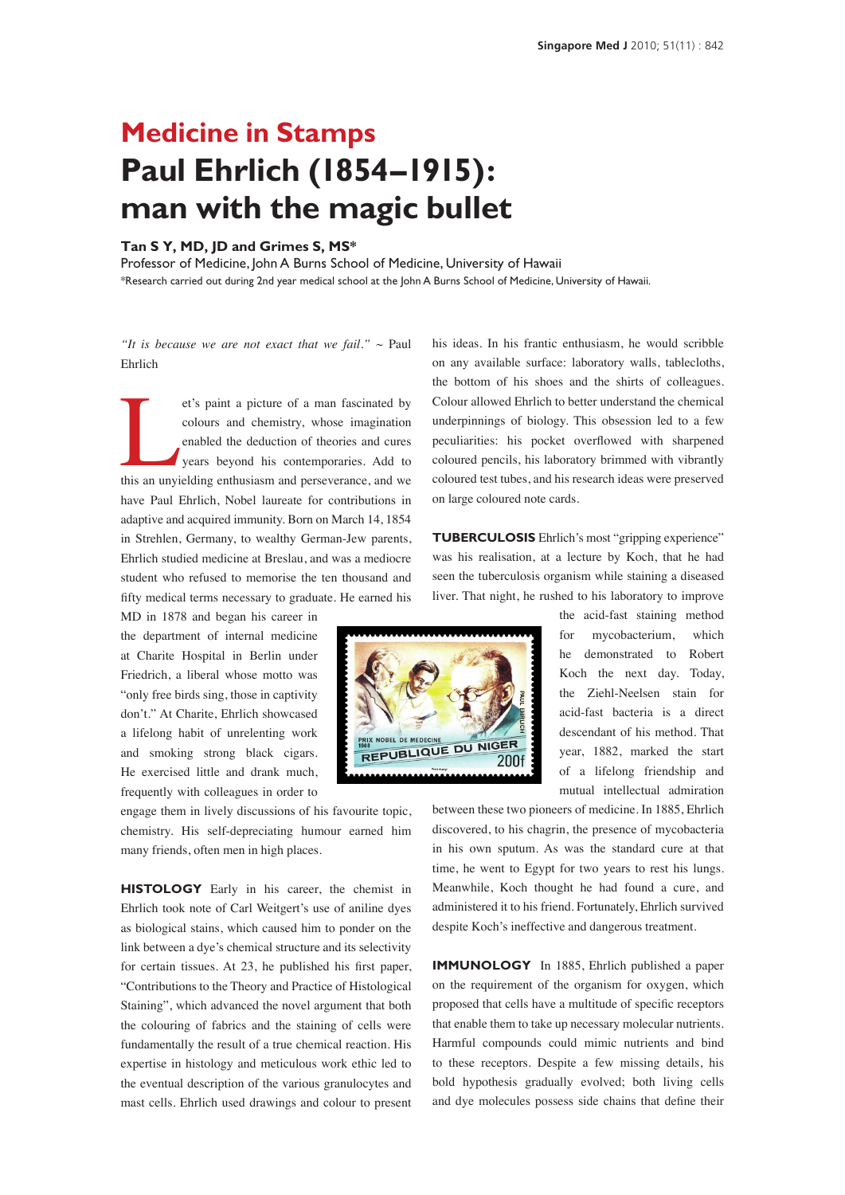# Medicine in Stamps
# Paul Ehrlich (1854–1915): man with the magic bullet

**Tan S Y, MD, JD and Grimes S, MS***

Professor of Medicine, John A Burns School of Medicine, University of Hawaii

*Research carried out during 2nd year medical school at the John A Burns School of Medicine, University of Hawaii.

*"It is because we are not exact that we fail."* ~ Paul Ehrlich

Let's paint a picture of a man fascinated by colours and chemistry, whose imagination enabled the deduction of theories and cures years beyond his contemporaries. Add to this an unyielding enthusiasm and perseverance, and we have Paul Ehrlich, Nobel laureate for contributions in adaptive and acquired immunity. Born on March 14, 1854 in Strehlen, Germany, to wealthy German-Jew parents, Ehrlich studied medicine at Breslau, and was a mediocre student who refused to memorise the ten thousand and fifty medical terms necessary to graduate. He earned his MD in 1878 and began his career in the department of internal medicine at Charite Hospital in Berlin under Friedrich, a liberal whose motto was "only free birds sing, those in captivity don't." At Charite, Ehrlich showcased a lifelong habit of unrelenting work and smoking strong black cigars. He exercised little and drank much, frequently with colleagues in order to engage them in lively discussions of his favourite topic, chemistry. His self-depreciating humour earned him many friends, often men in high places.

**HISTOLOGY** Early in his career, the chemist in Ehrlich took note of Carl Weitgert's use of aniline dyes as biological stains, which caused him to ponder on the link between a dye's chemical structure and its selectivity for certain tissues. At 23, he published his first paper, "Contributions to the Theory and Practice of Histological Staining", which advanced the novel argument that both the colouring of fabrics and the staining of cells were fundamentally the result of a true chemical reaction. His expertise in histology and meticulous work ethic led to the eventual description of the various granulocytes and mast cells. Ehrlich used drawings and colour to present his ideas. In his frantic enthusiasm, he would scribble on any available surface: laboratory walls, tablecloths, the bottom of his shoes and the shirts of colleagues. Colour allowed Ehrlich to better understand the chemical underpinnings of biology. This obsession led to a few peculiarities: his pocket overflowed with sharpened coloured pencils, his laboratory brimmed with vibrantly coloured test tubes, and his research ideas were preserved on large coloured note cards.

**TUBERCULOSIS** Ehrlich's most "gripping experience" was his realisation, at a lecture by Koch, that he had seen the tuberculosis organism while staining a diseased liver. That night, he rushed to his laboratory to improve the acid-fast staining method for mycobacterium, which he demonstrated to Robert Koch the next day. Today, the Ziehl-Neelsen stain for acid-fast bacteria is a direct descendant of his method. That year, 1882, marked the start of a lifelong friendship and mutual intellectual admiration between these two pioneers of medicine. In 1885, Ehrlich discovered, to his chagrin, the presence of mycobacteria in his own sputum. As was the standard cure at that time, he went to Egypt for two years to rest his lungs. Meanwhile, Koch thought he had found a cure, and administered it to his friend. Fortunately, Ehrlich survived despite Koch's ineffective and dangerous treatment.

**IMMUNOLOGY** In 1885, Ehrlich published a paper on the requirement of the organism for oxygen, which proposed that cells have a multitude of specific receptors that enable them to take up necessary molecular nutrients. Harmful compounds could mimic nutrients and bind to these receptors. Despite a few missing details, his bold hypothesis gradually evolved; both living cells and dye molecules possess side chains that define their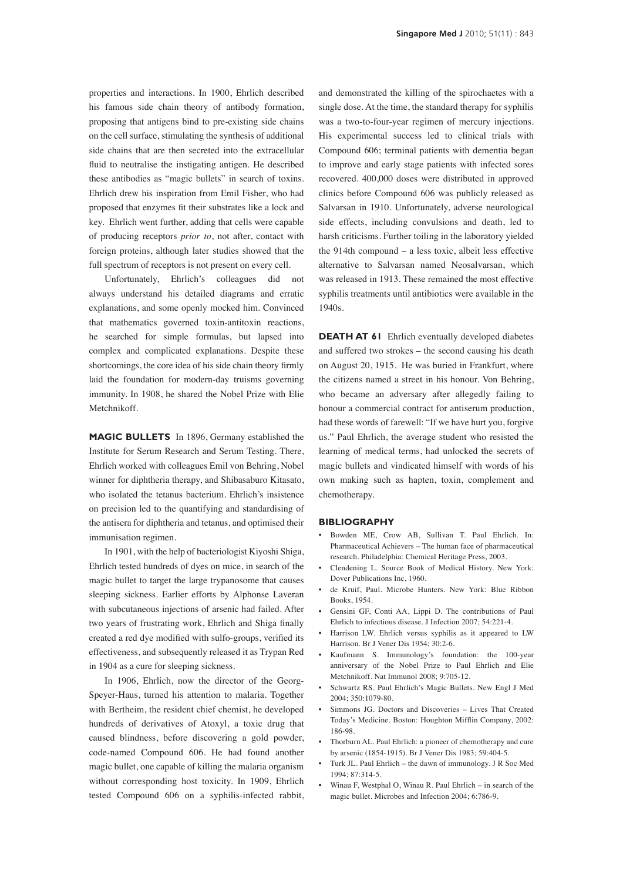properties and interactions. In 1900, Ehrlich described his famous side chain theory of antibody formation, proposing that antigens bind to pre-existing side chains on the cell surface, stimulating the synthesis of additional side chains that are then secreted into the extracellular fluid to neutralise the instigating antigen. He described these antibodies as "magic bullets" in search of toxins. Ehrlich drew his inspiration from Emil Fisher, who had proposed that enzymes fit their substrates like a lock and key. Ehrlich went further, adding that cells were capable of producing receptors *prior to*, not after, contact with foreign proteins, although later studies showed that the full spectrum of receptors is not present on every cell.

Unfortunately, Ehrlich's colleagues did not always understand his detailed diagrams and erratic explanations, and some openly mocked him. Convinced that mathematics governed toxin-antitoxin reactions, he searched for simple formulas, but lapsed into complex and complicated explanations. Despite these shortcomings, the core idea of his side chain theory firmly laid the foundation for modern-day truisms governing immunity. In 1908, he shared the Nobel Prize with Elie Metchnikoff.

**MAGIC BULLETS** In 1896, Germany established the Institute for Serum Research and Serum Testing. There, Ehrlich worked with colleagues Emil von Behring, Nobel winner for diphtheria therapy, and Shibasaburo Kitasato, who isolated the tetanus bacterium. Ehrlich's insistence on precision led to the quantifying and standardising of the antisera for diphtheria and tetanus, and optimised their immunisation regimen.

In 1901, with the help of bacteriologist Kiyoshi Shiga, Ehrlich tested hundreds of dyes on mice, in search of the magic bullet to target the large trypanosome that causes sleeping sickness. Earlier efforts by Alphonse Laveran with subcutaneous injections of arsenic had failed. After two years of frustrating work, Ehrlich and Shiga finally created a red dye modified with sulfo-groups, verified its effectiveness, and subsequently released it as Trypan Red in 1904 as a cure for sleeping sickness.

In 1906, Ehrlich, now the director of the Georg-Speyer-Haus, turned his attention to malaria. Together with Bertheim, the resident chief chemist, he developed hundreds of derivatives of Atoxyl, a toxic drug that caused blindness, before discovering a gold powder, code-named Compound 606. He had found another magic bullet, one capable of killing the malaria organism without corresponding host toxicity. In 1909, Ehrlich tested Compound 606 on a syphilis-infected rabbit, and demonstrated the killing of the spirochaetes with a single dose. At the time, the standard therapy for syphilis was a two-to-four-year regimen of mercury injections. His experimental success led to clinical trials with Compound 606; terminal patients with dementia began to improve and early stage patients with infected sores recovered. 400,000 doses were distributed in approved clinics before Compound 606 was publicly released as Salvarsan in 1910. Unfortunately, adverse neurological side effects, including convulsions and death, led to harsh criticisms. Further toiling in the laboratory yielded the 914th compound – a less toxic, albeit less effective alternative to Salvarsan named Neosalvarsan, which was released in 1913. These remained the most effective syphilis treatments until antibiotics were available in the 1940s.

**DEATH AT 61** Ehrlich eventually developed diabetes and suffered two strokes – the second causing his death on August 20, 1915. He was buried in Frankfurt, where the citizens named a street in his honour. Von Behring, who became an adversary after allegedly failing to honour a commercial contract for antiserum production, had these words of farewell: "If we have hurt you, forgive us." Paul Ehrlich, the average student who resisted the learning of medical terms, had unlocked the secrets of magic bullets and vindicated himself with words of his own making such as hapten, toxin, complement and chemotherapy.

## BIBLIOGRAPHY

- Bowden ME, Crow AB, Sullivan T. Paul Ehrlich. In: Pharmaceutical Achievers – The human face of pharmaceutical research. Philadelphia: Chemical Heritage Press, 2003.
- Clendening L. Source Book of Medical History. New York: Dover Publications Inc, 1960.
- de Kruif, Paul. Microbe Hunters. New York: Blue Ribbon Books, 1954.
- Gensini GF, Conti AA, Lippi D. The contributions of Paul Ehrlich to infectious disease. J Infection 2007; 54:221-4.
- Harrison LW. Ehrlich versus syphilis as it appeared to LW Harrison. Br J Vener Dis 1954; 30:2-6.
- Kaufmann S. Immunology's foundation: the 100-year anniversary of the Nobel Prize to Paul Ehrlich and Elie Metchnikoff. Nat Immunol 2008; 9:705-12.
- Schwartz RS. Paul Ehrlich's Magic Bullets. New Engl J Med 2004; 350:1079-80.
- Simmons JG. Doctors and Discoveries – Lives That Created Today's Medicine. Boston: Houghton Mifflin Company, 2002: 186-98.
- Thorburn AL. Paul Ehrlich: a pioneer of chemotherapy and cure by arsenic (1854-1915). Br J Vener Dis 1983; 59:404-5.
- Turk JL. Paul Ehrlich – the dawn of immunology. J R Soc Med 1994; 87:314-5.
- Winau F, Westphal O, Winau R. Paul Ehrlich – in search of the magic bullet. Microbes and Infection 2004; 6:786-9.